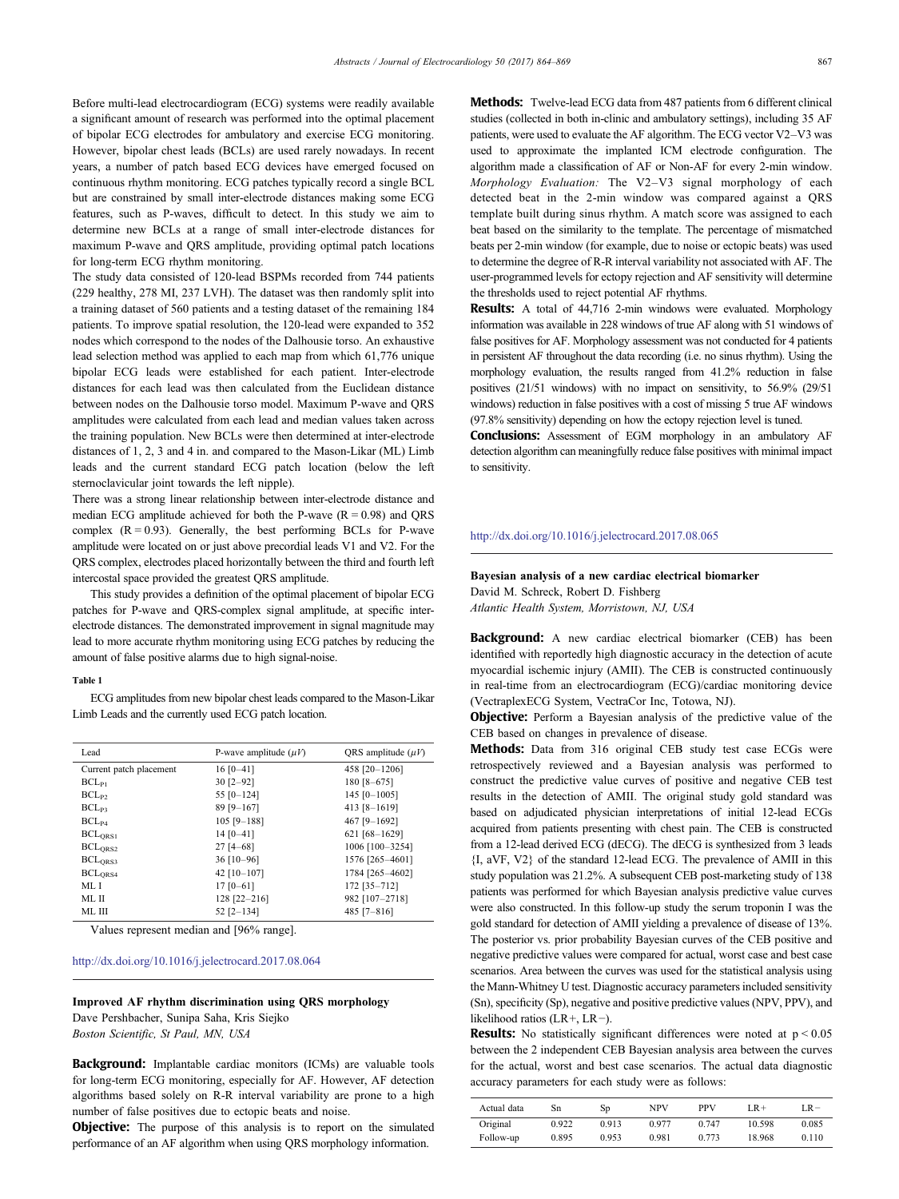Before multi-lead electrocardiogram (ECG) systems were readily available a significant amount of research was performed into the optimal placement of bipolar ECG electrodes for ambulatory and exercise ECG monitoring. However, bipolar chest leads (BCLs) are used rarely nowadays. In recent years, a number of patch based ECG devices have emerged focused on continuous rhythm monitoring. ECG patches typically record a single BCL but are constrained by small inter-electrode distances making some ECG features, such as P-waves, difficult to detect. In this study we aim to determine new BCLs at a range of small inter-electrode distances for maximum P-wave and QRS amplitude, providing optimal patch locations for long-term ECG rhythm monitoring.

The study data consisted of 120-lead BSPMs recorded from 744 patients (229 healthy, 278 MI, 237 LVH). The dataset was then randomly split into a training dataset of 560 patients and a testing dataset of the remaining 184 patients. To improve spatial resolution, the 120-lead were expanded to 352 nodes which correspond to the nodes of the Dalhousie torso. An exhaustive lead selection method was applied to each map from which 61,776 unique bipolar ECG leads were established for each patient. Inter-electrode distances for each lead was then calculated from the Euclidean distance between nodes on the Dalhousie torso model. Maximum P-wave and QRS amplitudes were calculated from each lead and median values taken across the training population. New BCLs were then determined at inter-electrode distances of 1, 2, 3 and 4 in. and compared to the Mason-Likar (ML) Limb leads and the current standard ECG patch location (below the left sternoclavicular joint towards the left nipple).

There was a strong linear relationship between inter-electrode distance and median ECG amplitude achieved for both the P-wave ($R = 0.98$) and QRS complex ($R = 0.93$). Generally, the best performing BCLs for P-wave amplitude were located on or just above precordial leads V1 and V2. For the QRS complex, electrodes placed horizontally between the third and fourth left intercostal space provided the greatest QRS amplitude.

This study provides a definition of the optimal placement of bipolar ECG patches for P-wave and QRS-complex signal amplitude, at specific inter-electrode distances. The demonstrated improvement in signal magnitude may lead to more accurate rhythm monitoring using ECG patches by reducing the amount of false positive alarms due to high signal-noise.

**Table 1**

ECG amplitudes from new bipolar chest leads compared to the Mason-Likar Limb Leads and the currently used ECG patch location.

| Lead | P-wave amplitude ($\mu V$) | QRS amplitude ($\mu V$) |
|---|---|---|
| Current patch placement | 16 [0–41] | 458 [20–1206] |
| $BCL_{P1}$ | 30 [2–92] | 180 [8–675] |
| $BCL_{P2}$ | 55 [0–124] | 145 [0–1005] |
| $BCL_{P3}$ | 89 [9–167] | 413 [8–1619] |
| $BCL_{P4}$ | 105 [9–188] | 467 [9–1692] |
| $BCL_{QRS1}$ | 14 [0–41] | 621 [68–1629] |
| $BCL_{QRS2}$ | 27 [4–68] | 1006 [100–3254] |
| $BCL_{QRS3}$ | 36 [10–96] | 1576 [265–4601] |
| $BCL_{QRS4}$ | 42 [10–107] | 1784 [265–4602] |
| ML I | 17 [0–61] | 172 [35–712] |
| ML II | 128 [22–216] | 982 [107–2718] |
| ML III | 52 [2–134] | 485 [7–816] |

Values represent median and [96% range].

http://dx.doi.org/10.1016/j.jelectrocard.2017.08.064

## Improved AF rhythm discrimination using QRS morphology

Dave Pershbacher, Sunipa Saha, Kris Siejko

*Boston Scientific, St Paul, MN, USA*

**Background:** Implantable cardiac monitors (ICMs) are valuable tools for long-term ECG monitoring, especially for AF. However, AF detection algorithms based solely on R-R interval variability are prone to a high number of false positives due to ectopic beats and noise.

**Objective:** The purpose of this analysis is to report on the simulated performance of an AF algorithm when using QRS morphology information.

**Methods:** Twelve-lead ECG data from 487 patients from 6 different clinical studies (collected in both in-clinic and ambulatory settings), including 35 AF patients, were used to evaluate the AF algorithm. The ECG vector V2–V3 was used to approximate the implanted ICM electrode configuration. The algorithm made a classification of AF or Non-AF for every 2-min window. *Morphology Evaluation:* The V2–V3 signal morphology of each detected beat in the 2-min window was compared against a QRS template built during sinus rhythm. A match score was assigned to each beat based on the similarity to the template. The percentage of mismatched beats per 2-min window (for example, due to noise or ectopic beats) was used to determine the degree of R-R interval variability not associated with AF. The user-programmed levels for ectopy rejection and AF sensitivity will determine the thresholds used to reject potential AF rhythms.

**Results:** A total of 44,716 2-min windows were evaluated. Morphology information was available in 228 windows of true AF along with 51 windows of false positives for AF. Morphology assessment was not conducted for 4 patients in persistent AF throughout the data recording (i.e. no sinus rhythm). Using the morphology evaluation, the results ranged from 41.2% reduction in false positives (21/51 windows) with no impact on sensitivity, to 56.9% (29/51 windows) reduction in false positives with a cost of missing 5 true AF windows (97.8% sensitivity) depending on how the ectopy rejection level is tuned.

**Conclusions:** Assessment of EGM morphology in an ambulatory AF detection algorithm can meaningfully reduce false positives with minimal impact to sensitivity.

http://dx.doi.org/10.1016/j.jelectrocard.2017.08.065

## Bayesian analysis of a new cardiac electrical biomarker

David M. Schreck, Robert D. Fishberg

*Atlantic Health System, Morristown, NJ, USA*

**Background:** A new cardiac electrical biomarker (CEB) has been identified with reportedly high diagnostic accuracy in the detection of acute myocardial ischemic injury (AMII). The CEB is constructed continuously in real-time from an electrocardiogram (ECG)/cardiac monitoring device (VectraplexECG System, VectraCor Inc, Totowa, NJ).

**Objective:** Perform a Bayesian analysis of the predictive value of the CEB based on changes in prevalence of disease.

**Methods:** Data from 316 original CEB study test case ECGs were retrospectively reviewed and a Bayesian analysis was performed to construct the predictive value curves of positive and negative CEB test results in the detection of AMII. The original study gold standard was based on adjudicated physician interpretations of initial 12-lead ECGs acquired from patients presenting with chest pain. The CEB is constructed from a 12-lead derived ECG (dECG). The dECG is synthesized from 3 leads {I, aVF, V2} of the standard 12-lead ECG. The prevalence of AMII in this study population was 21.2%. A subsequent CEB post-marketing study of 138 patients was performed for which Bayesian analysis predictive value curves were also constructed. In this follow-up study the serum troponin I was the gold standard for detection of AMII yielding a prevalence of disease of 13%. The posterior vs. prior probability Bayesian curves of the CEB positive and negative predictive values were compared for actual, worst case and best case scenarios. Area between the curves was used for the statistical analysis using the Mann-Whitney U test. Diagnostic accuracy parameters included sensitivity (Sn), specificity (Sp), negative and positive predictive values (NPV, PPV), and likelihood ratios (LR+, LR−).

**Results:** No statistically significant differences were noted at $p < 0.05$ between the 2 independent CEB Bayesian analysis area between the curves for the actual, worst and best case scenarios. The actual data diagnostic accuracy parameters for each study were as follows:

| Actual data | Sn | Sp | NPV | PPV | LR+ | LR− |
|---|---|---|---|---|---|---|
| Original | 0.922 | 0.913 | 0.977 | 0.747 | 10.598 | 0.085 |
| Follow-up | 0.895 | 0.953 | 0.981 | 0.773 | 18.968 | 0.110 |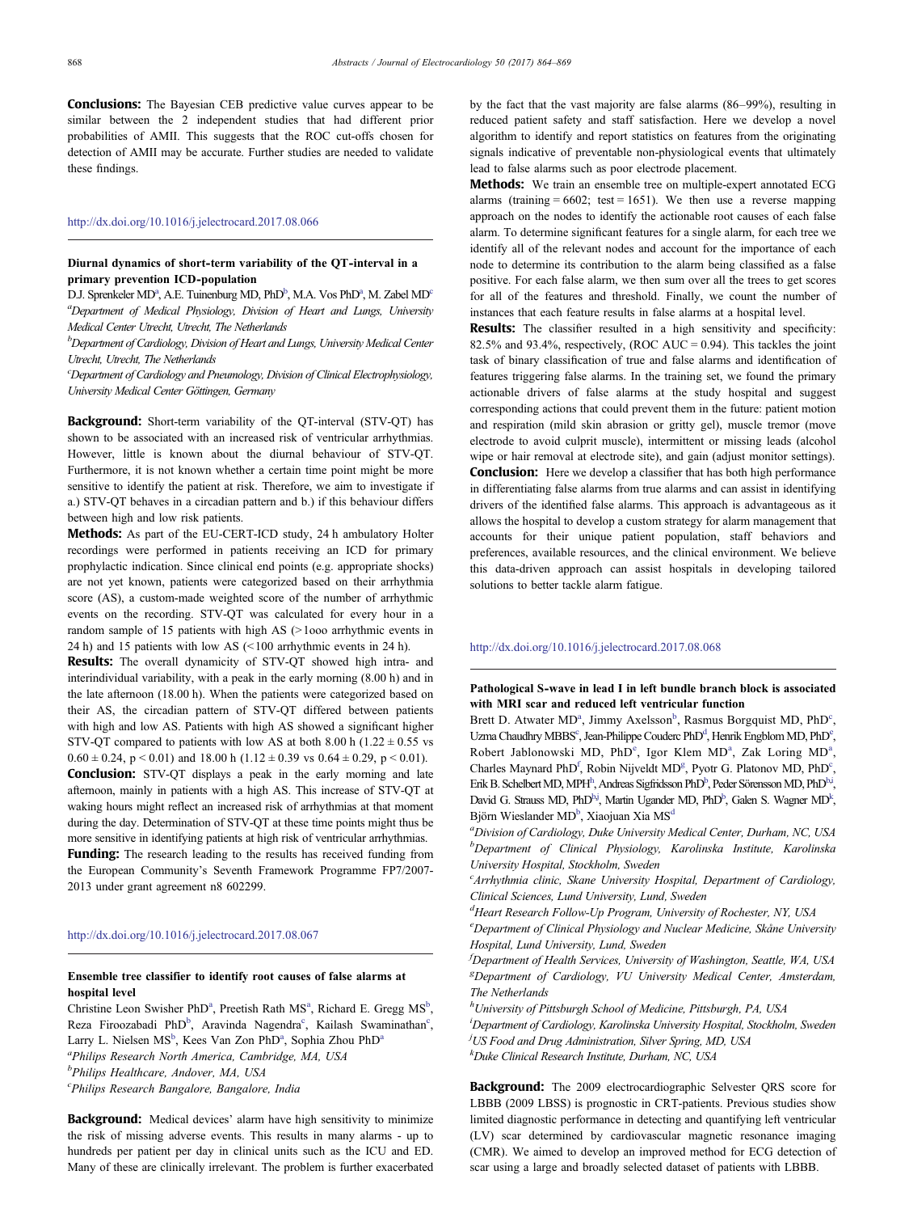**Conclusions:** The Bayesian CEB predictive value curves appear to be similar between the 2 independent studies that had different prior probabilities of AMII. This suggests that the ROC cut-offs chosen for detection of AMII may be accurate. Further studies are needed to validate these findings.

http://dx.doi.org/10.1016/j.jelectrocard.2017.08.066

## Diurnal dynamics of short-term variability of the QT-interval in a primary prevention ICD-population

D.J. Sprenkeler MD[a], A.E. Tuinenburg MD, PhD[b], M.A. Vos PhD[a], M. Zabel MD[c]

[a]*Department of Medical Physiology, Division of Heart and Lungs, University Medical Center Utrecht, Utrecht, The Netherlands*

[b]*Department of Cardiology, Division of Heart and Lungs, University Medical Center Utrecht, Utrecht, The Netherlands*

[c]*Department of Cardiology and Pneumology, Division of Clinical Electrophysiology, University Medical Center Göttingen, Germany*

**Background:** Short-term variability of the QT-interval (STV-QT) has shown to be associated with an increased risk of ventricular arrhythmias. However, little is known about the diurnal behaviour of STV-QT. Furthermore, it is not known whether a certain time point might be more sensitive to identify the patient at risk. Therefore, we aim to investigate if a.) STV-QT behaves in a circadian pattern and b.) if this behaviour differs between high and low risk patients.

**Methods:** As part of the EU-CERT-ICD study, 24 h ambulatory Holter recordings were performed in patients receiving an ICD for primary prophylactic indication. Since clinical end points (e.g. appropriate shocks) are not yet known, patients were categorized based on their arrhythmia score (AS), a custom-made weighted score of the number of arrhythmic events on the recording. STV-QT was calculated for every hour in a random sample of 15 patients with high AS (>1ooo arrhythmic events in 24 h) and 15 patients with low AS (<100 arrhythmic events in 24 h).

**Results:** The overall dynamicity of STV-QT showed high intra- and interindividual variability, with a peak in the early morning (8.00 h) and in the late afternoon (18.00 h). When the patients were categorized based on their AS, the circadian pattern of STV-QT differed between patients with high and low AS. Patients with high AS showed a significant higher STV-QT compared to patients with low AS at both 8.00 h ($1.22 \pm 0.55$ vs $0.60 \pm 0.24$, $p < 0.01$) and 18.00 h ($1.12 \pm 0.39$ vs $0.64 \pm 0.29$, $p < 0.01$).

**Conclusion:** STV-QT displays a peak in the early morning and late afternoon, mainly in patients with a high AS. This increase of STV-QT at waking hours might reflect an increased risk of arrhythmias at that moment during the day. Determination of STV-QT at these time points might thus be more sensitive in identifying patients at high risk of ventricular arrhythmias.

**Funding:** The research leading to the results has received funding from the European Community's Seventh Framework Programme FP7/2007-2013 under grant agreement n8 602299.

http://dx.doi.org/10.1016/j.jelectrocard.2017.08.067

## Ensemble tree classifier to identify root causes of false alarms at hospital level

Christine Leon Swisher PhD[a], Preetish Rath MS[a], Richard E. Gregg MS[b], Reza Firoozabadi PhD[b], Aravinda Nagendra[c], Kailash Swaminathan[c], Larry L. Nielsen MS[b], Kees Van Zon PhD[a], Sophia Zhou PhD[a]

[a]*Philips Research North America, Cambridge, MA, USA*

[b]*Philips Healthcare, Andover, MA, USA*

[c]*Philips Research Bangalore, Bangalore, India*

**Background:** Medical devices' alarm have high sensitivity to minimize the risk of missing adverse events. This results in many alarms - up to hundreds per patient per day in clinical units such as the ICU and ED. Many of these are clinically irrelevant. The problem is further exacerbated by the fact that the vast majority are false alarms (86–99%), resulting in reduced patient safety and staff satisfaction. Here we develop a novel algorithm to identify and report statistics on features from the originating signals indicative of preventable non-physiological events that ultimately lead to false alarms such as poor electrode placement.

**Methods:** We train an ensemble tree on multiple-expert annotated ECG alarms (training = 6602; test = 1651). We then use a reverse mapping approach on the nodes to identify the actionable root causes of each false alarm. To determine significant features for a single alarm, for each tree we identify all of the relevant nodes and account for the importance of each node to determine its contribution to the alarm being classified as a false positive. For each false alarm, we then sum over all the trees to get scores for all of the features and threshold. Finally, we count the number of instances that each feature results in false alarms at a hospital level.

**Results:** The classifier resulted in a high sensitivity and specificity: 82.5% and 93.4%, respectively, (ROC AUC = 0.94). This tackles the joint task of binary classification of true and false alarms and identification of features triggering false alarms. In the training set, we found the primary actionable drivers of false alarms at the study hospital and suggest corresponding actions that could prevent them in the future: patient motion and respiration (mild skin abrasion or gritty gel), muscle tremor (move electrode to avoid culprit muscle), intermittent or missing leads (alcohol wipe or hair removal at electrode site), and gain (adjust monitor settings).

**Conclusion:** Here we develop a classifier that has both high performance in differentiating false alarms from true alarms and can assist in identifying drivers of the identified false alarms. This approach is advantageous as it allows the hospital to develop a custom strategy for alarm management that accounts for their unique patient population, staff behaviors and preferences, available resources, and the clinical environment. We believe this data-driven approach can assist hospitals in developing tailored solutions to better tackle alarm fatigue.

http://dx.doi.org/10.1016/j.jelectrocard.2017.08.068

## Pathological S-wave in lead I in left bundle branch block is associated with MRI scar and reduced left ventricular function

Brett D. Atwater MD[a], Jimmy Axelsson[b], Rasmus Borgquist MD, PhD[c], Uzma Chaudhry MBBS[c], Jean-Philippe Couderc PhD[d], Henrik Engblom MD, PhD[e], Robert Jablonowski MD, PhD[e], Igor Klem MD[a], Zak Loring MD[a], Charles Maynard PhD[f], Robin Nijveldt MD[g], Pyotr G. Platonov MD, PhD[c], Erik B. Schelbert MD, MPH[h], Andreas Sigfridsson PhD[b], Peder Sörensson MD, PhD[b,i], David G. Strauss MD, PhD[b,j], Martin Ugander MD, PhD[b], Galen S. Wagner MD[k], Björn Wieslander MD[b], Xiaojuan Xia MS[d]

[a]*Division of Cardiology, Duke University Medical Center, Durham, NC, USA*

[b]*Department of Clinical Physiology, Karolinska Institute, Karolinska University Hospital, Stockholm, Sweden*

[c]*Arrhythmia clinic, Skane University Hospital, Department of Cardiology, Clinical Sciences, Lund University, Lund, Sweden*

[d]*Heart Research Follow-Up Program, University of Rochester, NY, USA*

[e]*Department of Clinical Physiology and Nuclear Medicine, Skåne University Hospital, Lund University, Lund, Sweden*

[f]*Department of Health Services, University of Washington, Seattle, WA, USA*

[g]*Department of Cardiology, VU University Medical Center, Amsterdam, The Netherlands*

[h]*University of Pittsburgh School of Medicine, Pittsburgh, PA, USA*

[i]*Department of Cardiology, Karolinska University Hospital, Stockholm, Sweden*

[j]*US Food and Drug Administration, Silver Spring, MD, USA*

[k]*Duke Clinical Research Institute, Durham, NC, USA*

**Background:** The 2009 electrocardiographic Selvester QRS score for LBBB (2009 LBSS) is prognostic in CRT-patients. Previous studies show limited diagnostic performance in detecting and quantifying left ventricular (LV) scar determined by cardiovascular magnetic resonance imaging (CMR). We aimed to develop an improved method for ECG detection of scar using a large and broadly selected dataset of patients with LBBB.